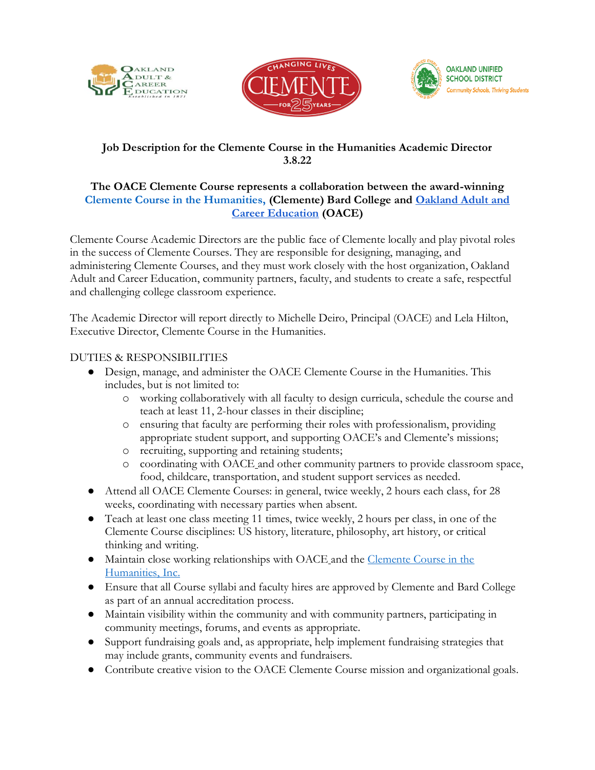**Job Description for the Clemente Course in the Humanities Academic Director**
**3.8.22**

**The OACE Clemente Course represents a collaboration between the award-winning Clemente Course in the Humanities, (Clemente) Bard College and Oakland Adult and Career Education (OACE)**

Clemente Course Academic Directors are the public face of Clemente locally and play pivotal roles in the success of Clemente Courses. They are responsible for designing, managing, and administering Clemente Courses, and they must work closely with the host organization, Oakland Adult and Career Education, community partners, faculty, and students to create a safe, respectful and challenging college classroom experience.

The Academic Director will report directly to Michelle Deiro, Principal (OACE) and Lela Hilton, Executive Director, Clemente Course in the Humanities.

DUTIES & RESPONSIBILITIES

- Design, manage, and administer the OACE Clemente Course in the Humanities. This includes, but is not limited to:
  - working collaboratively with all faculty to design curricula, schedule the course and teach at least 11, 2-hour classes in their discipline;
  - ensuring that faculty are performing their roles with professionalism, providing appropriate student support, and supporting OACE's and Clemente's missions;
  - recruiting, supporting and retaining students;
  - coordinating with OACE and other community partners to provide classroom space, food, childcare, transportation, and student support services as needed.
- Attend all OACE Clemente Courses: in general, twice weekly, 2 hours each class, for 28 weeks, coordinating with necessary parties when absent.
- Teach at least one class meeting 11 times, twice weekly, 2 hours per class, in one of the Clemente Course disciplines: US history, literature, philosophy, art history, or critical thinking and writing.
- Maintain close working relationships with OACE and the Clemente Course in the Humanities, Inc.
- Ensure that all Course syllabi and faculty hires are approved by Clemente and Bard College as part of an annual accreditation process.
- Maintain visibility within the community and with community partners, participating in community meetings, forums, and events as appropriate.
- Support fundraising goals and, as appropriate, help implement fundraising strategies that may include grants, community events and fundraisers.
- Contribute creative vision to the OACE Clemente Course mission and organizational goals.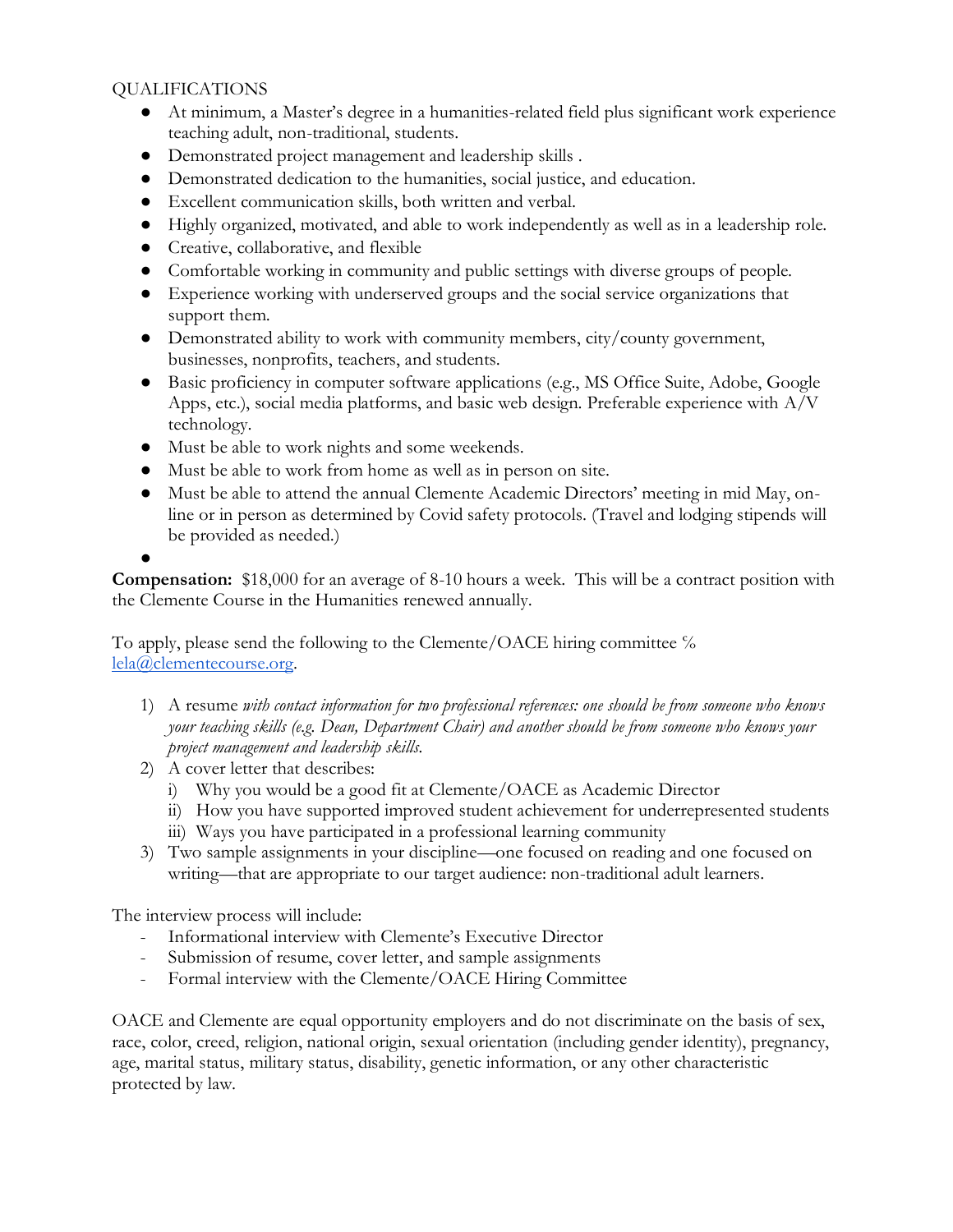QUALIFICATIONS

- At minimum, a Master's degree in a humanities-related field plus significant work experience teaching adult, non-traditional, students.
- Demonstrated project management and leadership skills .
- Demonstrated dedication to the humanities, social justice, and education.
- Excellent communication skills, both written and verbal.
- Highly organized, motivated, and able to work independently as well as in a leadership role.
- Creative, collaborative, and flexible
- Comfortable working in community and public settings with diverse groups of people.
- Experience working with underserved groups and the social service organizations that support them.
- Demonstrated ability to work with community members, city/county government, businesses, nonprofits, teachers, and students.
- Basic proficiency in computer software applications (e.g., MS Office Suite, Adobe, Google Apps, etc.), social media platforms, and basic web design. Preferable experience with A/V technology.
- Must be able to work nights and some weekends.
- Must be able to work from home as well as in person on site.
- Must be able to attend the annual Clemente Academic Directors' meeting in mid May, on-line or in person as determined by Covid safety protocols. (Travel and lodging stipends will be provided as needed.)

**Compensation:** $18,000 for an average of 8-10 hours a week. This will be a contract position with the Clemente Course in the Humanities renewed annually.

To apply, please send the following to the Clemente/OACE hiring committee ℅ lela@clementecourse.org.

1) A resume *with contact information for two professional references: one should be from someone who knows your teaching skills (e.g. Dean, Department Chair) and another should be from someone who knows your project management and leadership skills.*
2) A cover letter that describes:
   i) Why you would be a good fit at Clemente/OACE as Academic Director
   ii) How you have supported improved student achievement for underrepresented students
   iii) Ways you have participated in a professional learning community
3) Two sample assignments in your discipline—one focused on reading and one focused on writing—that are appropriate to our target audience: non-traditional adult learners.

The interview process will include:

- Informational interview with Clemente's Executive Director
- Submission of resume, cover letter, and sample assignments
- Formal interview with the Clemente/OACE Hiring Committee

OACE and Clemente are equal opportunity employers and do not discriminate on the basis of sex, race, color, creed, religion, national origin, sexual orientation (including gender identity), pregnancy, age, marital status, military status, disability, genetic information, or any other characteristic protected by law.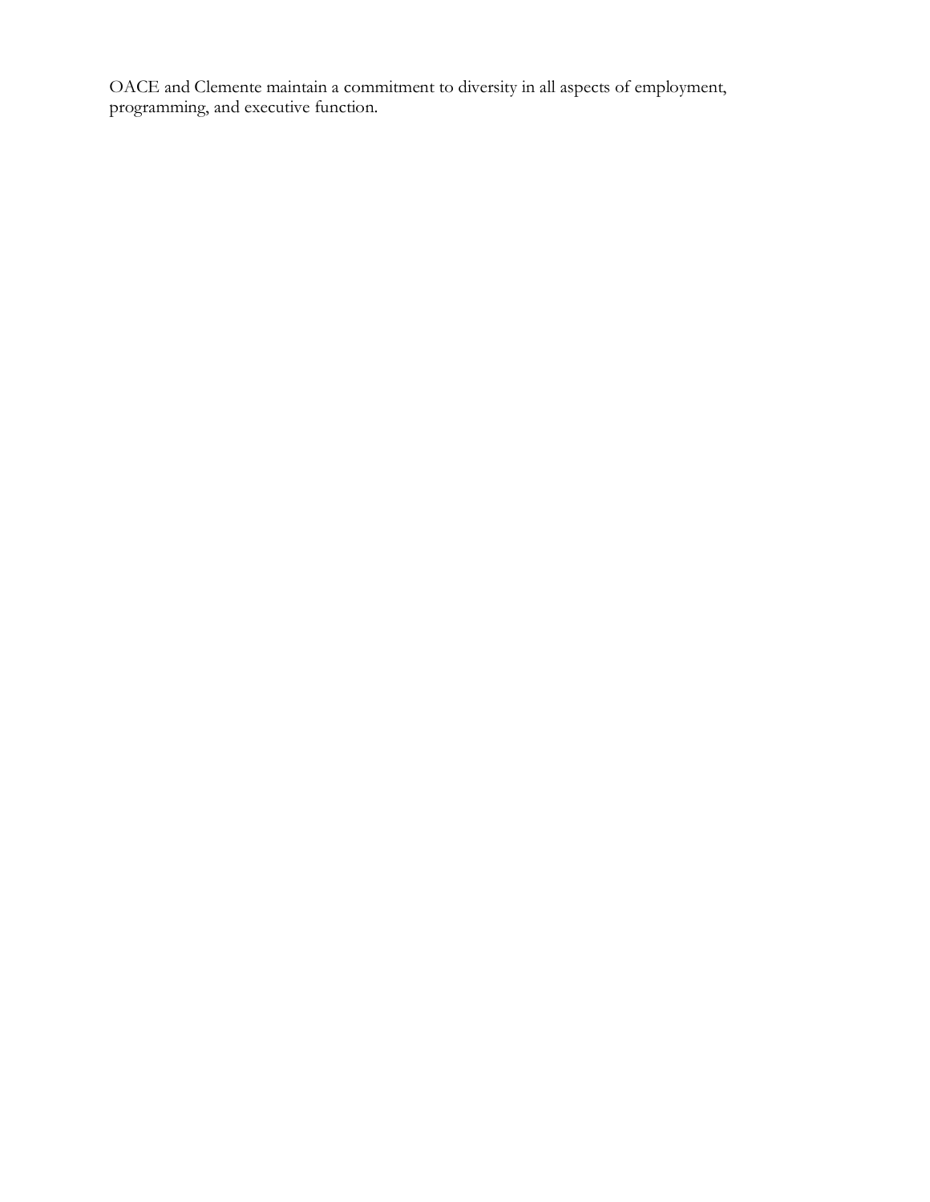OACE and Clemente maintain a commitment to diversity in all aspects of employment, programming, and executive function.